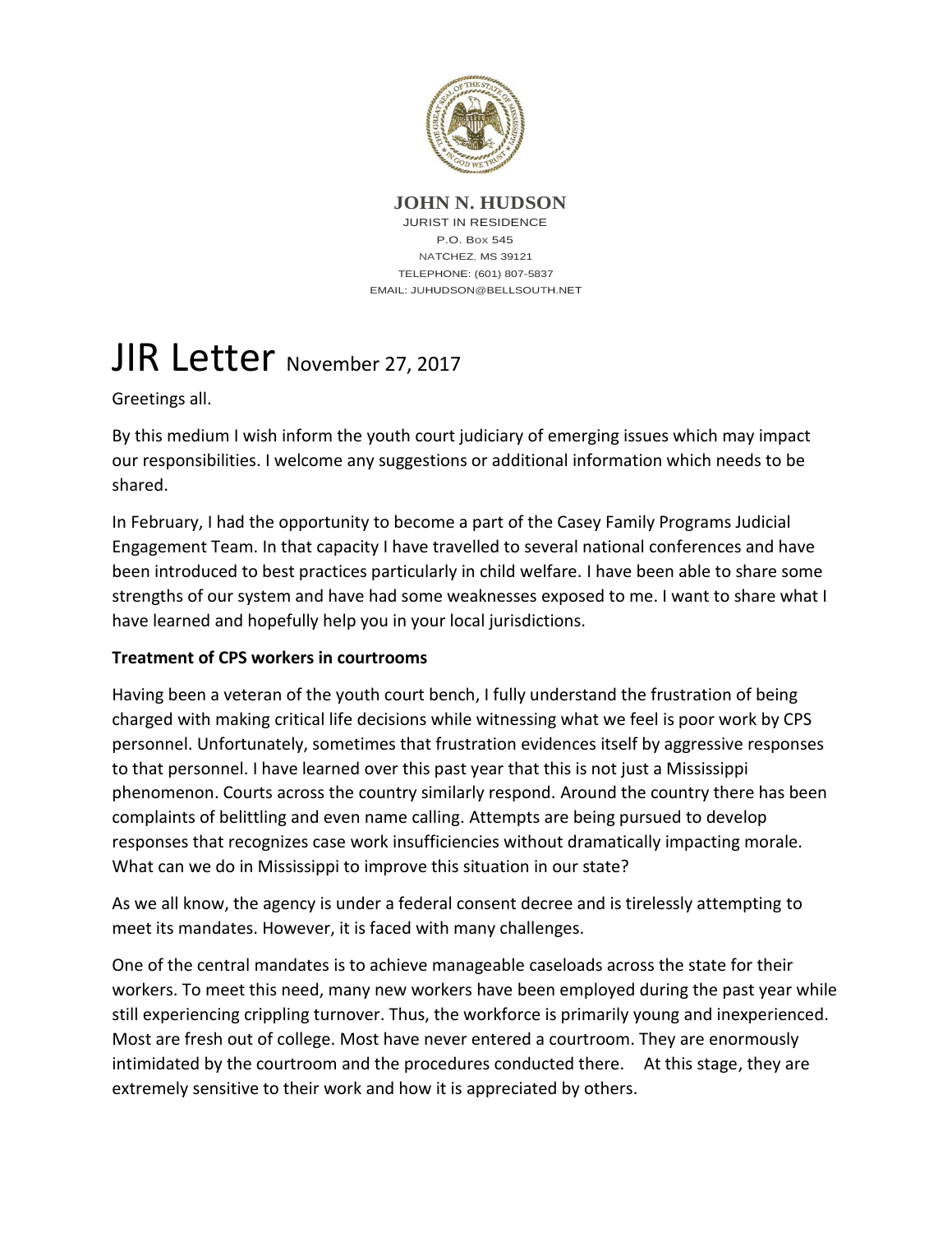**JOHN N. HUDSON**

JURIST IN RESIDENCE

P.O. Box 545

NATCHEZ, MS 39121

TELEPHONE: (601) 807-5837

EMAIL: JUHUDSON@BELLSOUTH.NET

# JIR Letter November 27, 2017

Greetings all.

By this medium I wish inform the youth court judiciary of emerging issues which may impact our responsibilities. I welcome any suggestions or additional information which needs to be shared.

In February, I had the opportunity to become a part of the Casey Family Programs Judicial Engagement Team. In that capacity I have travelled to several national conferences and have been introduced to best practices particularly in child welfare. I have been able to share some strengths of our system and have had some weaknesses exposed to me. I want to share what I have learned and hopefully help you in your local jurisdictions.

**Treatment of CPS workers in courtrooms**

Having been a veteran of the youth court bench, I fully understand the frustration of being charged with making critical life decisions while witnessing what we feel is poor work by CPS personnel. Unfortunately, sometimes that frustration evidences itself by aggressive responses to that personnel. I have learned over this past year that this is not just a Mississippi phenomenon. Courts across the country similarly respond. Around the country there has been complaints of belittling and even name calling. Attempts are being pursued to develop responses that recognizes case work insufficiencies without dramatically impacting morale. What can we do in Mississippi to improve this situation in our state?

As we all know, the agency is under a federal consent decree and is tirelessly attempting to meet its mandates. However, it is faced with many challenges.

One of the central mandates is to achieve manageable caseloads across the state for their workers. To meet this need, many new workers have been employed during the past year while still experiencing crippling turnover. Thus, the workforce is primarily young and inexperienced. Most are fresh out of college. Most have never entered a courtroom. They are enormously intimidated by the courtroom and the procedures conducted there. At this stage, they are extremely sensitive to their work and how it is appreciated by others.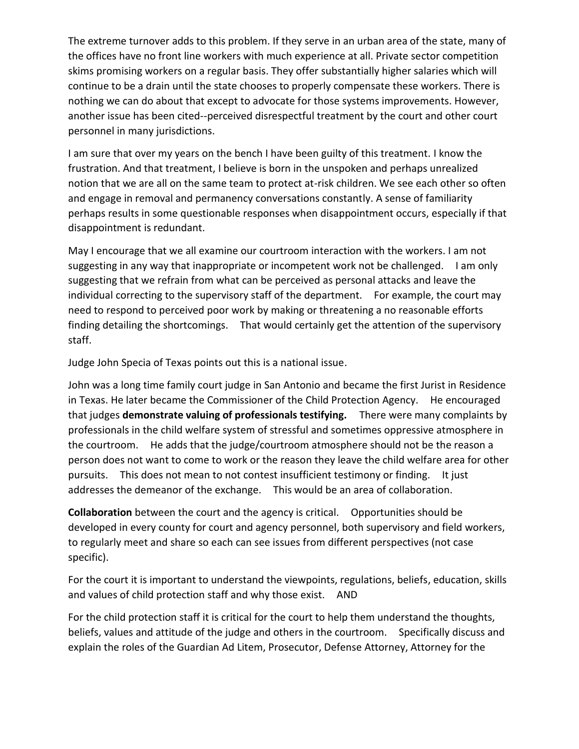The extreme turnover adds to this problem. If they serve in an urban area of the state, many of the offices have no front line workers with much experience at all. Private sector competition skims promising workers on a regular basis. They offer substantially higher salaries which will continue to be a drain until the state chooses to properly compensate these workers. There is nothing we can do about that except to advocate for those systems improvements. However, another issue has been cited--perceived disrespectful treatment by the court and other court personnel in many jurisdictions.

I am sure that over my years on the bench I have been guilty of this treatment. I know the frustration. And that treatment, I believe is born in the unspoken and perhaps unrealized notion that we are all on the same team to protect at-risk children. We see each other so often and engage in removal and permanency conversations constantly. A sense of familiarity perhaps results in some questionable responses when disappointment occurs, especially if that disappointment is redundant.

May I encourage that we all examine our courtroom interaction with the workers. I am not suggesting in any way that inappropriate or incompetent work not be challenged. I am only suggesting that we refrain from what can be perceived as personal attacks and leave the individual correcting to the supervisory staff of the department. For example, the court may need to respond to perceived poor work by making or threatening a no reasonable efforts finding detailing the shortcomings. That would certainly get the attention of the supervisory staff.

Judge John Specia of Texas points out this is a national issue.

John was a long time family court judge in San Antonio and became the first Jurist in Residence in Texas. He later became the Commissioner of the Child Protection Agency. He encouraged that judges **demonstrate valuing of professionals testifying.** There were many complaints by professionals in the child welfare system of stressful and sometimes oppressive atmosphere in the courtroom. He adds that the judge/courtroom atmosphere should not be the reason a person does not want to come to work or the reason they leave the child welfare area for other pursuits. This does not mean to not contest insufficient testimony or finding. It just addresses the demeanor of the exchange. This would be an area of collaboration.

**Collaboration** between the court and the agency is critical. Opportunities should be developed in every county for court and agency personnel, both supervisory and field workers, to regularly meet and share so each can see issues from different perspectives (not case specific).

For the court it is important to understand the viewpoints, regulations, beliefs, education, skills and values of child protection staff and why those exist. AND

For the child protection staff it is critical for the court to help them understand the thoughts, beliefs, values and attitude of the judge and others in the courtroom. Specifically discuss and explain the roles of the Guardian Ad Litem, Prosecutor, Defense Attorney, Attorney for the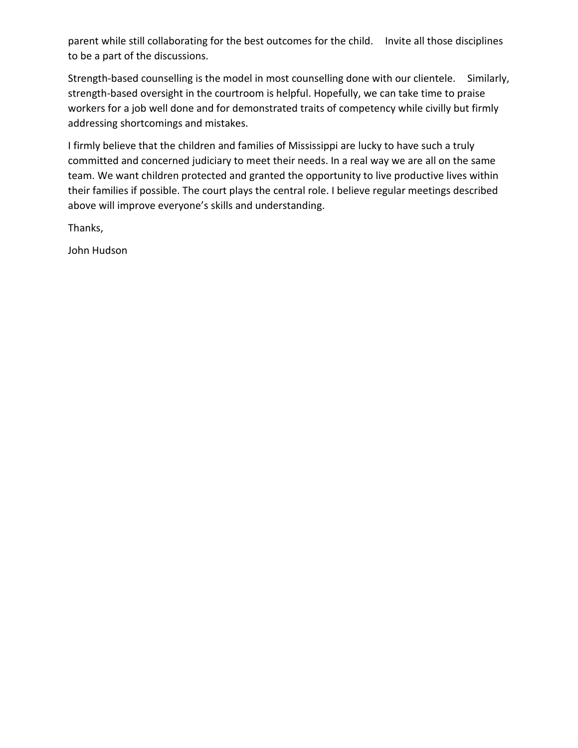parent while still collaborating for the best outcomes for the child. Invite all those disciplines to be a part of the discussions.

Strength-based counselling is the model in most counselling done with our clientele. Similarly, strength-based oversight in the courtroom is helpful. Hopefully, we can take time to praise workers for a job well done and for demonstrated traits of competency while civilly but firmly addressing shortcomings and mistakes.

I firmly believe that the children and families of Mississippi are lucky to have such a truly committed and concerned judiciary to meet their needs. In a real way we are all on the same team. We want children protected and granted the opportunity to live productive lives within their families if possible. The court plays the central role. I believe regular meetings described above will improve everyone's skills and understanding.

Thanks,

John Hudson